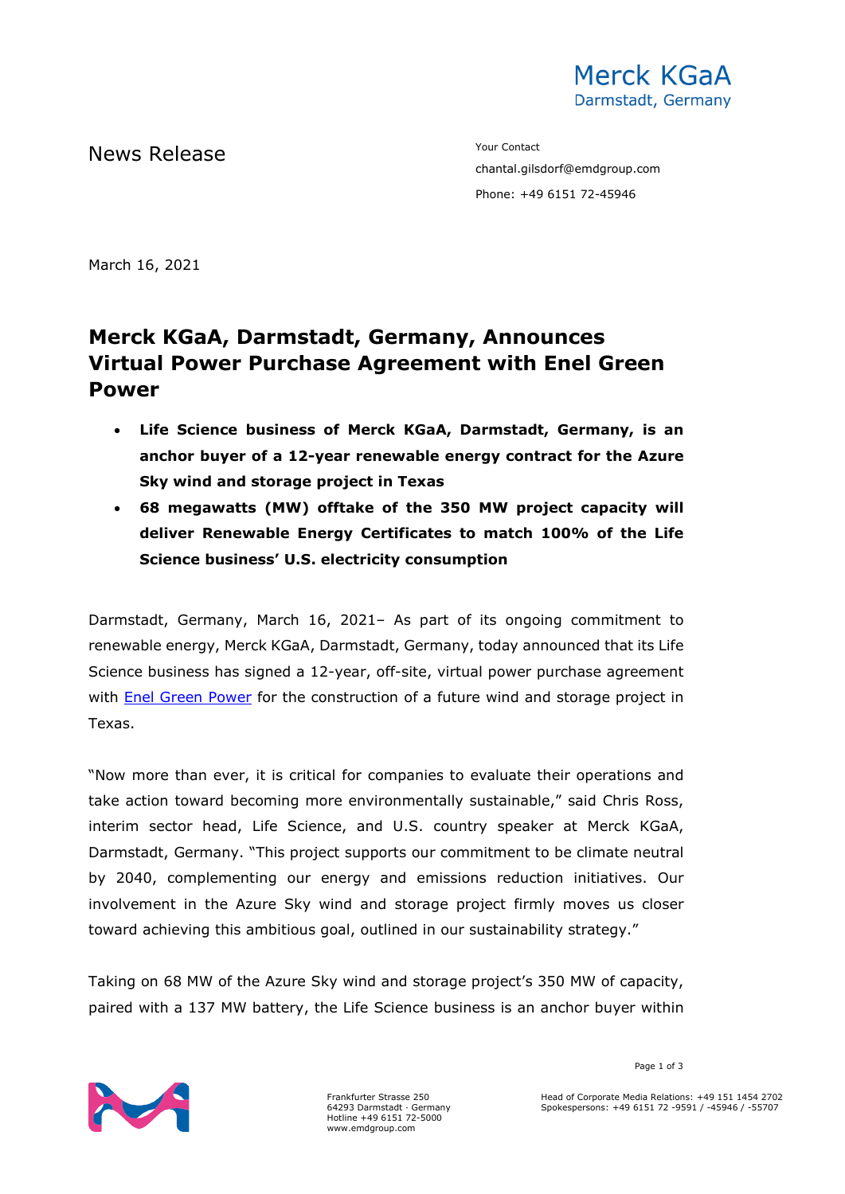Merck KGaA
Darmstadt, Germany

News Release

Your Contact
chantal.gilsdorf@emdgroup.com
Phone: +49 6151 72-45946

March 16, 2021

# Merck KGaA, Darmstadt, Germany, Announces Virtual Power Purchase Agreement with Enel Green Power

- **Life Science business of Merck KGaA, Darmstadt, Germany, is an anchor buyer of a 12-year renewable energy contract for the Azure Sky wind and storage project in Texas**
- **68 megawatts (MW) offtake of the 350 MW project capacity will deliver Renewable Energy Certificates to match 100% of the Life Science business' U.S. electricity consumption**

Darmstadt, Germany, March 16, 2021– As part of its ongoing commitment to renewable energy, Merck KGaA, Darmstadt, Germany, today announced that its Life Science business has signed a 12-year, off-site, virtual power purchase agreement with Enel Green Power for the construction of a future wind and storage project in Texas.

"Now more than ever, it is critical for companies to evaluate their operations and take action toward becoming more environmentally sustainable," said Chris Ross, interim sector head, Life Science, and U.S. country speaker at Merck KGaA, Darmstadt, Germany. "This project supports our commitment to be climate neutral by 2040, complementing our energy and emissions reduction initiatives. Our involvement in the Azure Sky wind and storage project firmly moves us closer toward achieving this ambitious goal, outlined in our sustainability strategy."

Taking on 68 MW of the Azure Sky wind and storage project's 350 MW of capacity, paired with a 137 MW battery, the Life Science business is an anchor buyer within

Frankfurter Strasse 250
64293 Darmstadt · Germany
Hotline +49 6151 72-5000
www.emdgroup.com

Head of Corporate Media Relations: +49 151 1454 2702
Spokespersons: +49 6151 72 -9591 / -45946 / -55707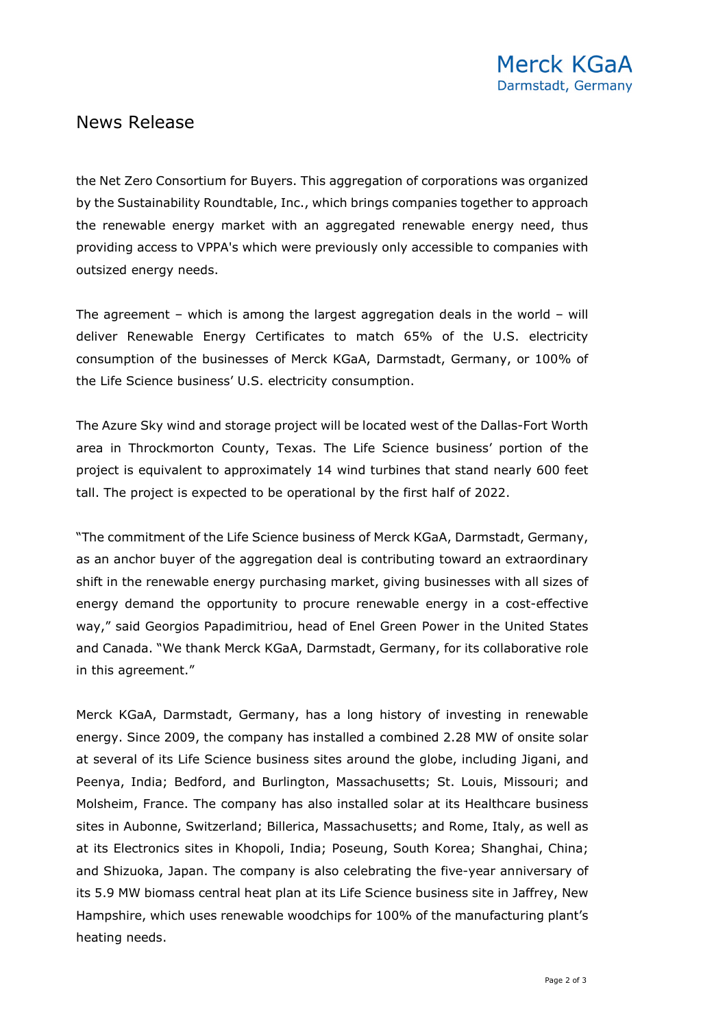the Net Zero Consortium for Buyers. This aggregation of corporations was organized by the Sustainability Roundtable, Inc., which brings companies together to approach the renewable energy market with an aggregated renewable energy need, thus providing access to VPPA's which were previously only accessible to companies with outsized energy needs.

The agreement – which is among the largest aggregation deals in the world – will deliver Renewable Energy Certificates to match 65% of the U.S. electricity consumption of the businesses of Merck KGaA, Darmstadt, Germany, or 100% of the Life Science business' U.S. electricity consumption.

The Azure Sky wind and storage project will be located west of the Dallas-Fort Worth area in Throckmorton County, Texas. The Life Science business' portion of the project is equivalent to approximately 14 wind turbines that stand nearly 600 feet tall. The project is expected to be operational by the first half of 2022.

"The commitment of the Life Science business of Merck KGaA, Darmstadt, Germany, as an anchor buyer of the aggregation deal is contributing toward an extraordinary shift in the renewable energy purchasing market, giving businesses with all sizes of energy demand the opportunity to procure renewable energy in a cost-effective way," said Georgios Papadimitriou, head of Enel Green Power in the United States and Canada. "We thank Merck KGaA, Darmstadt, Germany, for its collaborative role in this agreement."

Merck KGaA, Darmstadt, Germany, has a long history of investing in renewable energy. Since 2009, the company has installed a combined 2.28 MW of onsite solar at several of its Life Science business sites around the globe, including Jigani, and Peenya, India; Bedford, and Burlington, Massachusetts; St. Louis, Missouri; and Molsheim, France. The company has also installed solar at its Healthcare business sites in Aubonne, Switzerland; Billerica, Massachusetts; and Rome, Italy, as well as at its Electronics sites in Khopoli, India; Poseung, South Korea; Shanghai, China; and Shizuoka, Japan. The company is also celebrating the five-year anniversary of its 5.9 MW biomass central heat plan at its Life Science business site in Jaffrey, New Hampshire, which uses renewable woodchips for 100% of the manufacturing plant's heating needs.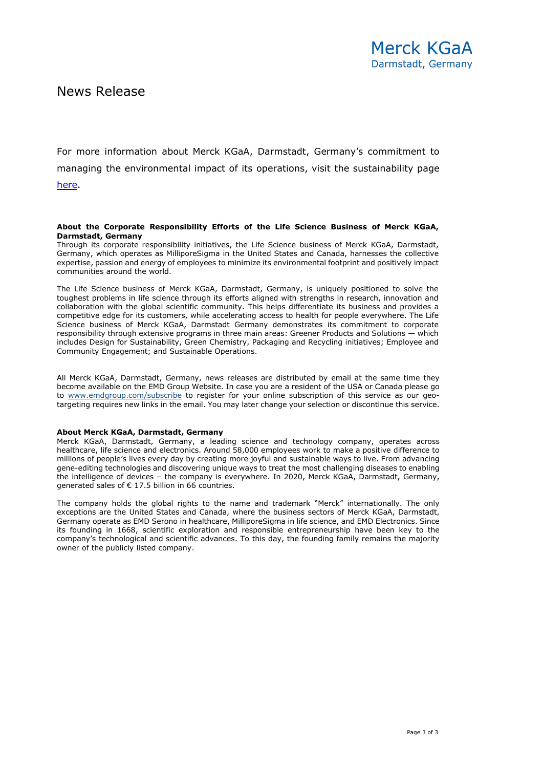Merck KGaA
Darmstadt, Germany

News Release

For more information about Merck KGaA, Darmstadt, Germany's commitment to managing the environmental impact of its operations, visit the sustainability page [here](#).

**About the Corporate Responsibility Efforts of the Life Science Business of Merck KGaA, Darmstadt, Germany**
Through its corporate responsibility initiatives, the Life Science business of Merck KGaA, Darmstadt, Germany, which operates as MilliporeSigma in the United States and Canada, harnesses the collective expertise, passion and energy of employees to minimize its environmental footprint and positively impact communities around the world.

The Life Science business of Merck KGaA, Darmstadt, Germany, is uniquely positioned to solve the toughest problems in life science through its efforts aligned with strengths in research, innovation and collaboration with the global scientific community. This helps differentiate its business and provides a competitive edge for its customers, while accelerating access to health for people everywhere. The Life Science business of Merck KGaA, Darmstadt Germany demonstrates its commitment to corporate responsibility through extensive programs in three main areas: Greener Products and Solutions — which includes Design for Sustainability, Green Chemistry, Packaging and Recycling initiatives; Employee and Community Engagement; and Sustainable Operations.

All Merck KGaA, Darmstadt, Germany, news releases are distributed by email at the same time they become available on the EMD Group Website. In case you are a resident of the USA or Canada please go to [www.emdgroup.com/subscribe](http://www.emdgroup.com/subscribe) to register for your online subscription of this service as our geo-targeting requires new links in the email. You may later change your selection or discontinue this service.

**About Merck KGaA, Darmstadt, Germany**
Merck KGaA, Darmstadt, Germany, a leading science and technology company, operates across healthcare, life science and electronics. Around 58,000 employees work to make a positive difference to millions of people's lives every day by creating more joyful and sustainable ways to live. From advancing gene-editing technologies and discovering unique ways to treat the most challenging diseases to enabling the intelligence of devices – the company is everywhere. In 2020, Merck KGaA, Darmstadt, Germany, generated sales of € 17.5 billion in 66 countries.

The company holds the global rights to the name and trademark "Merck" internationally. The only exceptions are the United States and Canada, where the business sectors of Merck KGaA, Darmstadt, Germany operate as EMD Serono in healthcare, MilliporeSigma in life science, and EMD Electronics. Since its founding in 1668, scientific exploration and responsible entrepreneurship have been key to the company's technological and scientific advances. To this day, the founding family remains the majority owner of the publicly listed company.